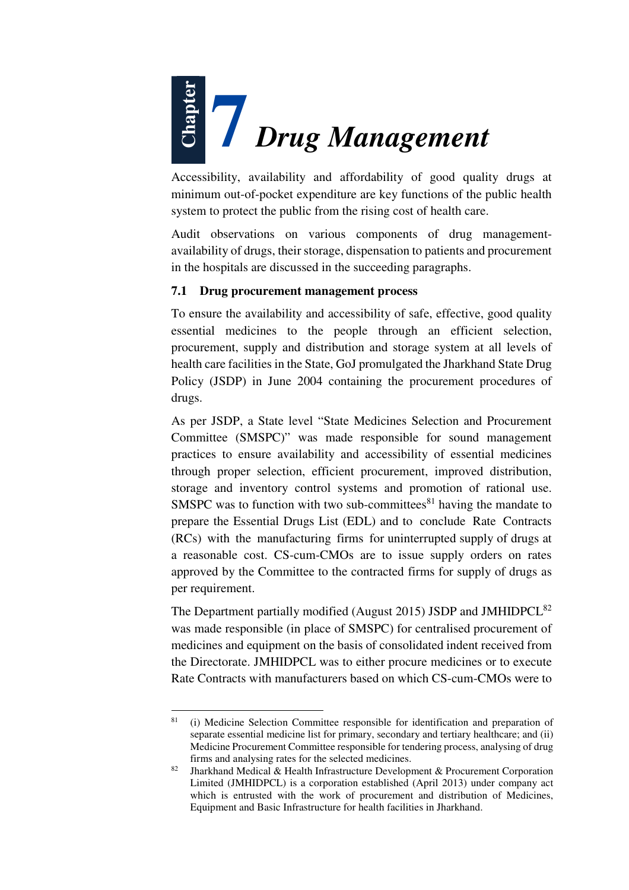# Chapter 7 Drug Management

Accessibility, availability and affordability of good quality drugs at minimum out-of-pocket expenditure are key functions of the public health system to protect the public from the rising cost of health care.

Audit observations on various components of drug management-availability of drugs, their storage, dispensation to patients and procurement in the hospitals are discussed in the succeeding paragraphs.

### 7.1 Drug procurement management process

To ensure the availability and accessibility of safe, effective, good quality essential medicines to the people through an efficient selection, procurement, supply and distribution and storage system at all levels of health care facilities in the State, GoJ promulgated the Jharkhand State Drug Policy (JSDP) in June 2004 containing the procurement procedures of drugs.

As per JSDP, a State level "State Medicines Selection and Procurement Committee (SMSPC)" was made responsible for sound management practices to ensure availability and accessibility of essential medicines through proper selection, efficient procurement, improved distribution, storage and inventory control systems and promotion of rational use. SMSPC was to function with two sub-committees[81] having the mandate to prepare the Essential Drugs List (EDL) and to conclude Rate Contracts (RCs) with the manufacturing firms for uninterrupted supply of drugs at a reasonable cost. CS-cum-CMOs are to issue supply orders on rates approved by the Committee to the contracted firms for supply of drugs as per requirement.

The Department partially modified (August 2015) JSDP and JMHIDPCL[82] was made responsible (in place of SMSPC) for centralised procurement of medicines and equipment on the basis of consolidated indent received from the Directorate. JMHIDPCL was to either procure medicines or to execute Rate Contracts with manufacturers based on which CS-cum-CMOs were to

---

[81] (i) Medicine Selection Committee responsible for identification and preparation of separate essential medicine list for primary, secondary and tertiary healthcare; and (ii) Medicine Procurement Committee responsible for tendering process, analysing of drug firms and analysing rates for the selected medicines.

[82] Jharkhand Medical & Health Infrastructure Development & Procurement Corporation Limited (JMHIDPCL) is a corporation established (April 2013) under company act which is entrusted with the work of procurement and distribution of Medicines, Equipment and Basic Infrastructure for health facilities in Jharkhand.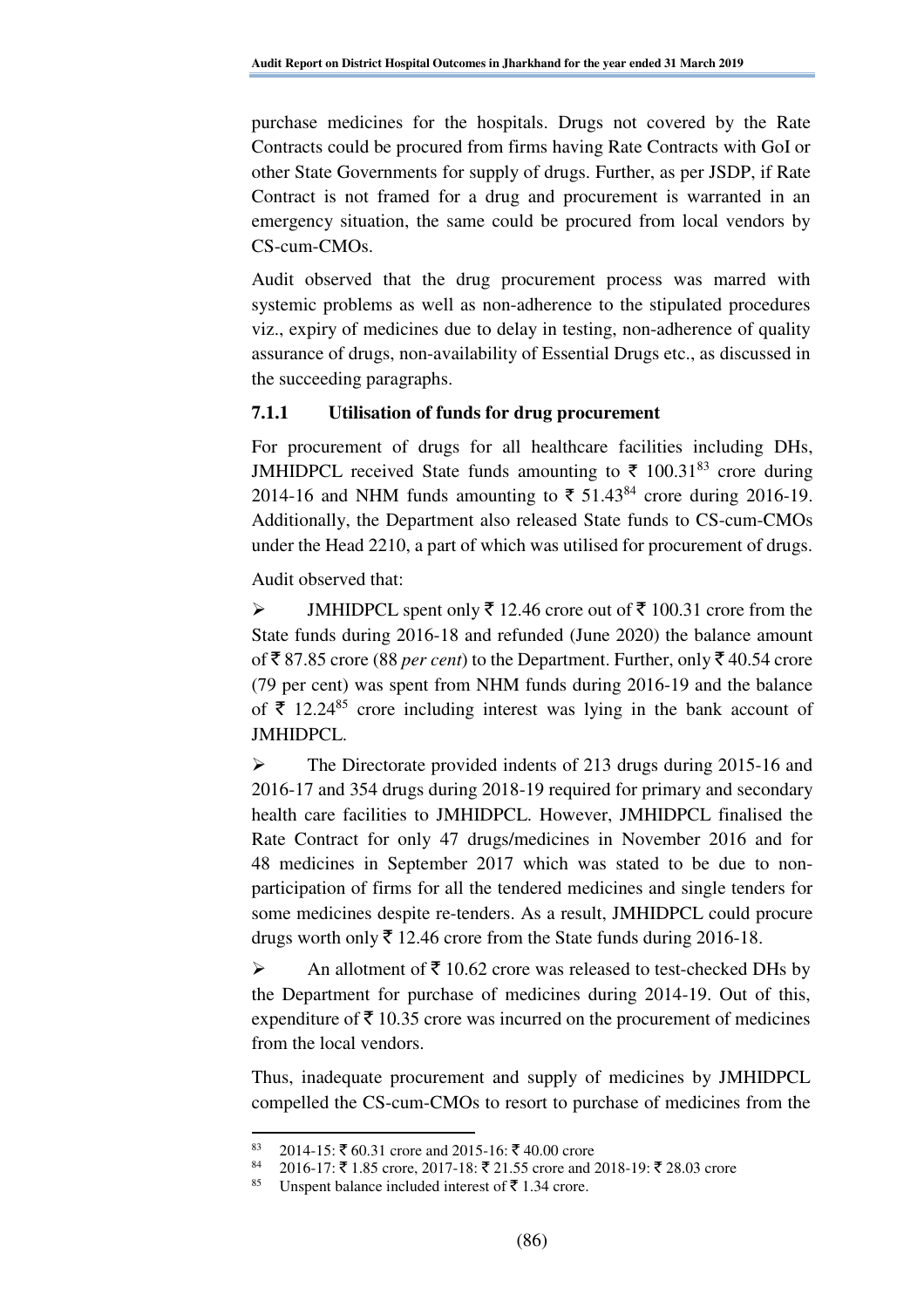purchase medicines for the hospitals. Drugs not covered by the Rate Contracts could be procured from firms having Rate Contracts with GoI or other State Governments for supply of drugs. Further, as per JSDP, if Rate Contract is not framed for a drug and procurement is warranted in an emergency situation, the same could be procured from local vendors by CS-cum-CMOs.

Audit observed that the drug procurement process was marred with systemic problems as well as non-adherence to the stipulated procedures viz., expiry of medicines due to delay in testing, non-adherence of quality assurance of drugs, non-availability of Essential Drugs etc., as discussed in the succeeding paragraphs.

### 7.1.1 Utilisation of funds for drug procurement

For procurement of drugs for all healthcare facilities including DHs, JMHIDPCL received State funds amounting to ₹ 100.31[83] crore during 2014-16 and NHM funds amounting to ₹ 51.43[84] crore during 2016-19. Additionally, the Department also released State funds to CS-cum-CMOs under the Head 2210, a part of which was utilised for procurement of drugs.

Audit observed that:

- JMHIDPCL spent only ₹ 12.46 crore out of ₹ 100.31 crore from the State funds during 2016-18 and refunded (June 2020) the balance amount of ₹ 87.85 crore (88 *per cent*) to the Department. Further, only ₹ 40.54 crore (79 per cent) was spent from NHM funds during 2016-19 and the balance of ₹ 12.24[85] crore including interest was lying in the bank account of JMHIDPCL.
- The Directorate provided indents of 213 drugs during 2015-16 and 2016-17 and 354 drugs during 2018-19 required for primary and secondary health care facilities to JMHIDPCL. However, JMHIDPCL finalised the Rate Contract for only 47 drugs/medicines in November 2016 and for 48 medicines in September 2017 which was stated to be due to non-participation of firms for all the tendered medicines and single tenders for some medicines despite re-tenders. As a result, JMHIDPCL could procure drugs worth only ₹ 12.46 crore from the State funds during 2016-18.
- An allotment of ₹ 10.62 crore was released to test-checked DHs by the Department for purchase of medicines during 2014-19. Out of this, expenditure of ₹ 10.35 crore was incurred on the procurement of medicines from the local vendors.

Thus, inadequate procurement and supply of medicines by JMHIDPCL compelled the CS-cum-CMOs to resort to purchase of medicines from the

---

[83] 2014-15: ₹ 60.31 crore and 2015-16: ₹ 40.00 crore

[84] 2016-17: ₹ 1.85 crore, 2017-18: ₹ 21.55 crore and 2018-19: ₹ 28.03 crore

[85] Unspent balance included interest of ₹ 1.34 crore.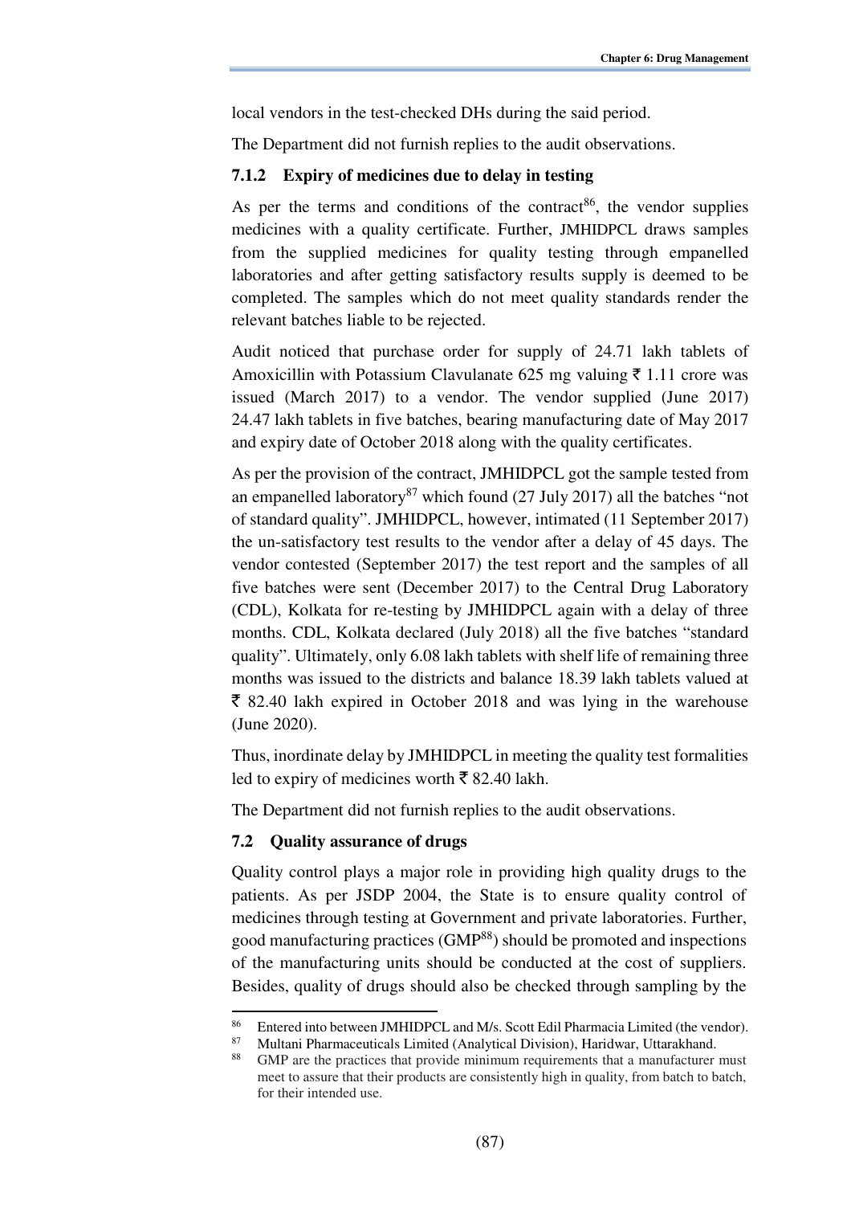local vendors in the test-checked DHs during the said period.

The Department did not furnish replies to the audit observations.

### 7.1.2 Expiry of medicines due to delay in testing

As per the terms and conditions of the contract[86], the vendor supplies medicines with a quality certificate. Further, JMHIDPCL draws samples from the supplied medicines for quality testing through empanelled laboratories and after getting satisfactory results supply is deemed to be completed. The samples which do not meet quality standards render the relevant batches liable to be rejected.

Audit noticed that purchase order for supply of 24.71 lakh tablets of Amoxicillin with Potassium Clavulanate 625 mg valuing ₹ 1.11 crore was issued (March 2017) to a vendor. The vendor supplied (June 2017) 24.47 lakh tablets in five batches, bearing manufacturing date of May 2017 and expiry date of October 2018 along with the quality certificates.

As per the provision of the contract, JMHIDPCL got the sample tested from an empanelled laboratory[87] which found (27 July 2017) all the batches "not of standard quality". JMHIDPCL, however, intimated (11 September 2017) the un-satisfactory test results to the vendor after a delay of 45 days. The vendor contested (September 2017) the test report and the samples of all five batches were sent (December 2017) to the Central Drug Laboratory (CDL), Kolkata for re-testing by JMHIDPCL again with a delay of three months. CDL, Kolkata declared (July 2018) all the five batches "standard quality". Ultimately, only 6.08 lakh tablets with shelf life of remaining three months was issued to the districts and balance 18.39 lakh tablets valued at ₹ 82.40 lakh expired in October 2018 and was lying in the warehouse (June 2020).

Thus, inordinate delay by JMHIDPCL in meeting the quality test formalities led to expiry of medicines worth ₹ 82.40 lakh.

The Department did not furnish replies to the audit observations.

## 7.2 Quality assurance of drugs

Quality control plays a major role in providing high quality drugs to the patients. As per JSDP 2004, the State is to ensure quality control of medicines through testing at Government and private laboratories. Further, good manufacturing practices (GMP[88]) should be promoted and inspections of the manufacturing units should be conducted at the cost of suppliers. Besides, quality of drugs should also be checked through sampling by the

---

[86] Entered into between JMHIDPCL and M/s. Scott Edil Pharmacia Limited (the vendor).

[87] Multani Pharmaceuticals Limited (Analytical Division), Haridwar, Uttarakhand.

[88] GMP are the practices that provide minimum requirements that a manufacturer must meet to assure that their products are consistently high in quality, from batch to batch, for their intended use.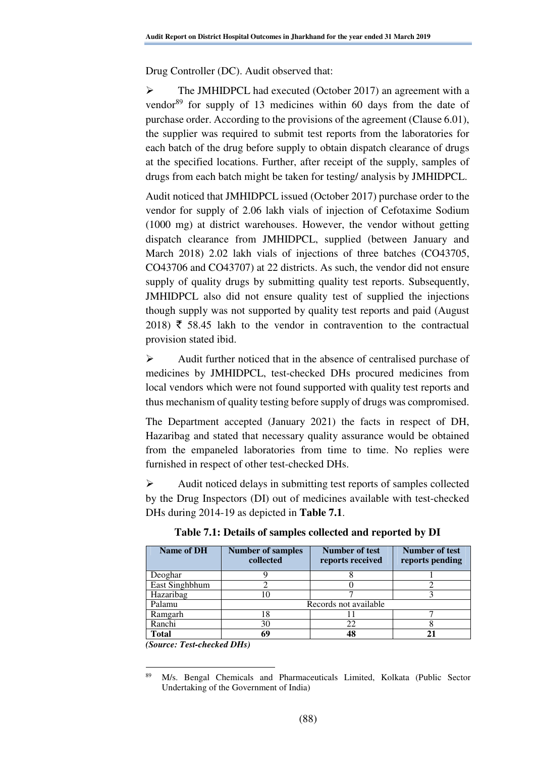Drug Controller (DC). Audit observed that:

- The JMHIDPCL had executed (October 2017) an agreement with a vendor[89] for supply of 13 medicines within 60 days from the date of purchase order. According to the provisions of the agreement (Clause 6.01), the supplier was required to submit test reports from the laboratories for each batch of the drug before supply to obtain dispatch clearance of drugs at the specified locations. Further, after receipt of the supply, samples of drugs from each batch might be taken for testing/ analysis by JMHIDPCL.

  Audit noticed that JMHIDPCL issued (October 2017) purchase order to the vendor for supply of 2.06 lakh vials of injection of Cefotaxime Sodium (1000 mg) at district warehouses. However, the vendor without getting dispatch clearance from JMHIDPCL, supplied (between January and March 2018) 2.02 lakh vials of injections of three batches (CO43705, CO43706 and CO43707) at 22 districts. As such, the vendor did not ensure supply of quality drugs by submitting quality test reports. Subsequently, JMHIDPCL also did not ensure quality test of supplied the injections though supply was not supported by quality test reports and paid (August 2018) ₹ 58.45 lakh to the vendor in contravention to the contractual provision stated ibid.

- Audit further noticed that in the absence of centralised purchase of medicines by JMHIDPCL, test-checked DHs procured medicines from local vendors which were not found supported with quality test reports and thus mechanism of quality testing before supply of drugs was compromised.

  The Department accepted (January 2021) the facts in respect of DH, Hazaribag and stated that necessary quality assurance would be obtained from the empaneled laboratories from time to time. No replies were furnished in respect of other test-checked DHs.

- Audit noticed delays in submitting test reports of samples collected by the Drug Inspectors (DI) out of medicines available with test-checked DHs during 2014-19 as depicted in **Table 7.1**.

**Table 7.1: Details of samples collected and reported by DI**

| Name of DH | Number of samples collected | Number of test reports received | Number of test reports pending |
|---|---|---|---|
| Deoghar | 9 | 8 | 1 |
| East Singhbhum | 2 | 0 | 2 |
| Hazaribag | 10 | 7 | 3 |
| Palamu | Records not available | | |
| Ramgarh | 18 | 11 | 7 |
| Ranchi | 30 | 22 | 8 |
| **Total** | **69** | **48** | **21** |

***(Source: Test-checked DHs)***

[89] M/s. Bengal Chemicals and Pharmaceuticals Limited, Kolkata (Public Sector Undertaking of the Government of India)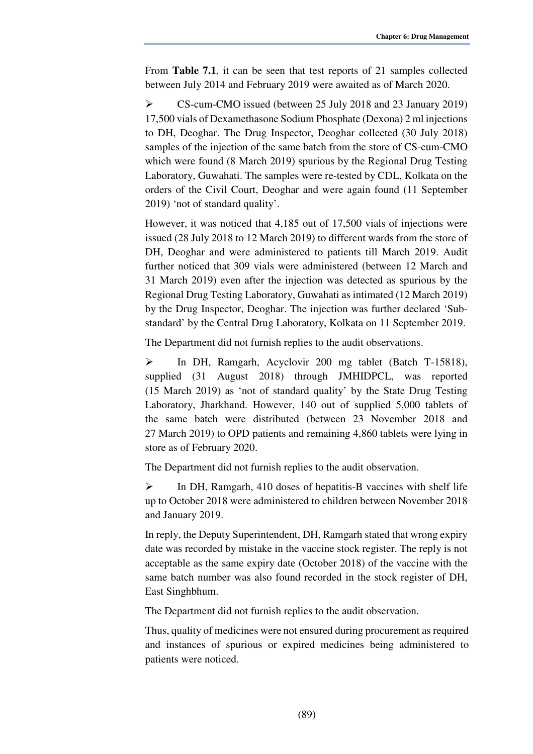From **Table 7.1**, it can be seen that test reports of 21 samples collected between July 2014 and February 2019 were awaited as of March 2020.

➢ CS-cum-CMO issued (between 25 July 2018 and 23 January 2019) 17,500 vials of Dexamethasone Sodium Phosphate (Dexona) 2 ml injections to DH, Deoghar. The Drug Inspector, Deoghar collected (30 July 2018) samples of the injection of the same batch from the store of CS-cum-CMO which were found (8 March 2019) spurious by the Regional Drug Testing Laboratory, Guwahati. The samples were re-tested by CDL, Kolkata on the orders of the Civil Court, Deoghar and were again found (11 September 2019) 'not of standard quality'.

However, it was noticed that 4,185 out of 17,500 vials of injections were issued (28 July 2018 to 12 March 2019) to different wards from the store of DH, Deoghar and were administered to patients till March 2019. Audit further noticed that 309 vials were administered (between 12 March and 31 March 2019) even after the injection was detected as spurious by the Regional Drug Testing Laboratory, Guwahati as intimated (12 March 2019) by the Drug Inspector, Deoghar. The injection was further declared 'Sub-standard' by the Central Drug Laboratory, Kolkata on 11 September 2019.

The Department did not furnish replies to the audit observations.

➢ In DH, Ramgarh, Acyclovir 200 mg tablet (Batch T-15818), supplied (31 August 2018) through JMHIDPCL, was reported (15 March 2019) as 'not of standard quality' by the State Drug Testing Laboratory, Jharkhand. However, 140 out of supplied 5,000 tablets of the same batch were distributed (between 23 November 2018 and 27 March 2019) to OPD patients and remaining 4,860 tablets were lying in store as of February 2020.

The Department did not furnish replies to the audit observation.

➢ In DH, Ramgarh, 410 doses of hepatitis-B vaccines with shelf life up to October 2018 were administered to children between November 2018 and January 2019.

In reply, the Deputy Superintendent, DH, Ramgarh stated that wrong expiry date was recorded by mistake in the vaccine stock register. The reply is not acceptable as the same expiry date (October 2018) of the vaccine with the same batch number was also found recorded in the stock register of DH, East Singhbhum.

The Department did not furnish replies to the audit observation.

Thus, quality of medicines were not ensured during procurement as required and instances of spurious or expired medicines being administered to patients were noticed.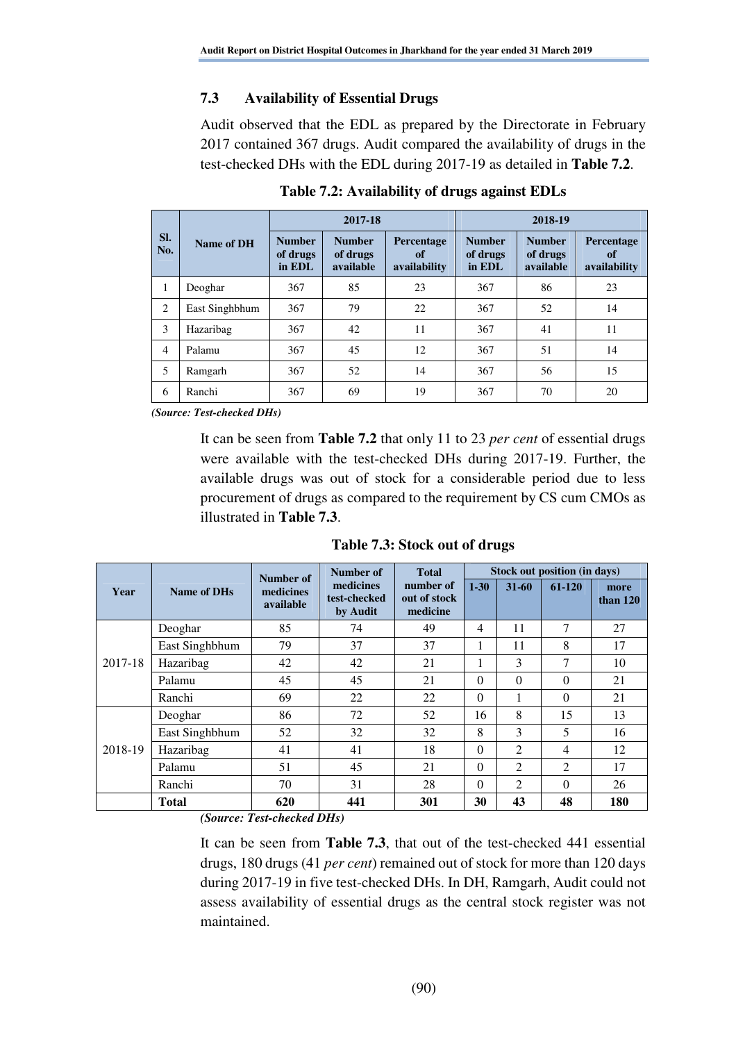### 7.3 Availability of Essential Drugs

Audit observed that the EDL as prepared by the Directorate in February 2017 contained 367 drugs. Audit compared the availability of drugs in the test-checked DHs with the EDL during 2017-19 as detailed in **Table 7.2**.

**Table 7.2: Availability of drugs against EDLs**

| Sl. No. | Name of DH | 2017-18 | | | 2018-19 | | |
|---|---|---|---|---|---|---|---|
| | | Number of drugs in EDL | Number of drugs available | Percentage of availability | Number of drugs in EDL | Number of drugs available | Percentage of availability |
| 1 | Deoghar | 367 | 85 | 23 | 367 | 86 | 23 |
| 2 | East Singhbhum | 367 | 79 | 22 | 367 | 52 | 14 |
| 3 | Hazaribag | 367 | 42 | 11 | 367 | 41 | 11 |
| 4 | Palamu | 367 | 45 | 12 | 367 | 51 | 14 |
| 5 | Ramgarh | 367 | 52 | 14 | 367 | 56 | 15 |
| 6 | Ranchi | 367 | 69 | 19 | 367 | 70 | 20 |

***(Source: Test-checked DHs)***

It can be seen from **Table 7.2** that only 11 to 23 *per cent* of essential drugs were available with the test-checked DHs during 2017-19. Further, the available drugs was out of stock for a considerable period due to less procurement of drugs as compared to the requirement by CS cum CMOs as illustrated in **Table 7.3**.

**Table 7.3: Stock out of drugs**

| Year | Name of DHs | Number of medicines available | Number of medicines test-checked by Audit | Total number of out of stock medicine | Stock out position (in days) | | | |
|---|---|---|---|---|---|---|---|---|
| | | | | | 1-30 | 31-60 | 61-120 | more than 120 |
| 2017-18 | Deoghar | 85 | 74 | 49 | 4 | 11 | 7 | 27 |
| | East Singhbhum | 79 | 37 | 37 | 1 | 11 | 8 | 17 |
| | Hazaribag | 42 | 42 | 21 | 1 | 3 | 7 | 10 |
| | Palamu | 45 | 45 | 21 | 0 | 0 | 0 | 21 |
| | Ranchi | 69 | 22 | 22 | 0 | 1 | 0 | 21 |
| 2018-19 | Deoghar | 86 | 72 | 52 | 16 | 8 | 15 | 13 |
| | East Singhbhum | 52 | 32 | 32 | 8 | 3 | 5 | 16 |
| | Hazaribag | 41 | 41 | 18 | 0 | 2 | 4 | 12 |
| | Palamu | 51 | 45 | 21 | 0 | 2 | 2 | 17 |
| | Ranchi | 70 | 31 | 28 | 0 | 2 | 0 | 26 |
| | **Total** | **620** | **441** | **301** | **30** | **43** | **48** | **180** |

***(Source: Test-checked DHs)***

It can be seen from **Table 7.3**, that out of the test-checked 441 essential drugs, 180 drugs (41 *per cent*) remained out of stock for more than 120 days during 2017-19 in five test-checked DHs. In DH, Ramgarh, Audit could not assess availability of essential drugs as the central stock register was not maintained.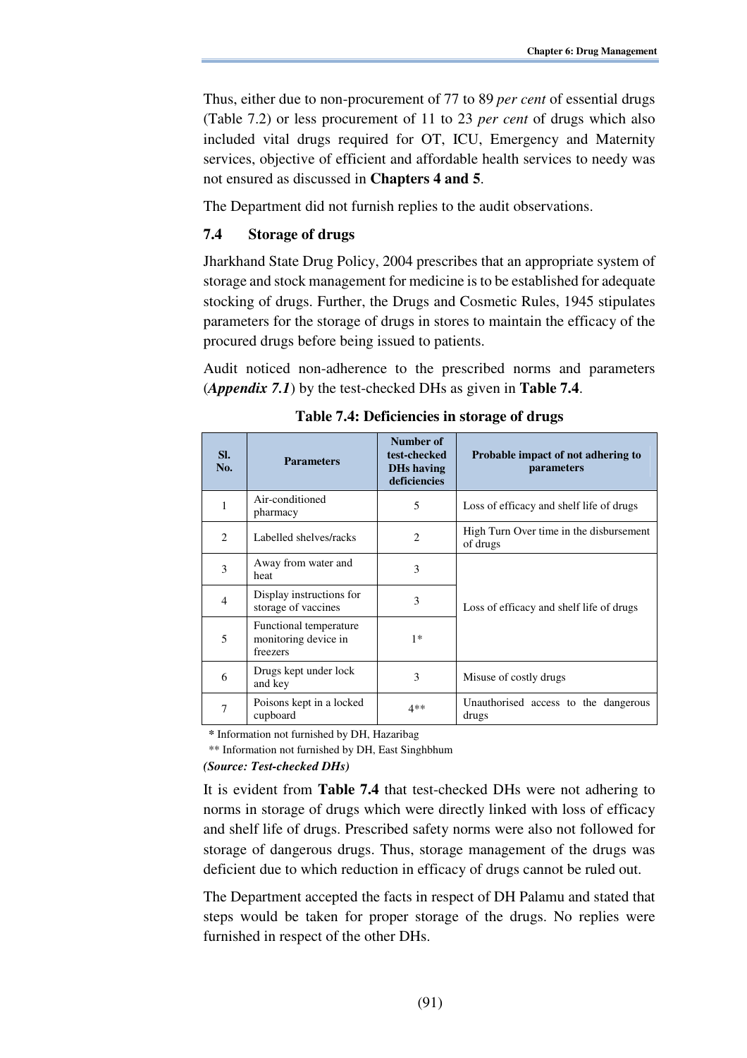Thus, either due to non-procurement of 77 to 89 *per cent* of essential drugs (Table 7.2) or less procurement of 11 to 23 *per cent* of drugs which also included vital drugs required for OT, ICU, Emergency and Maternity services, objective of efficient and affordable health services to needy was not ensured as discussed in **Chapters 4 and 5**.

The Department did not furnish replies to the audit observations.

### 7.4 Storage of drugs

Jharkhand State Drug Policy, 2004 prescribes that an appropriate system of storage and stock management for medicine is to be established for adequate stocking of drugs. Further, the Drugs and Cosmetic Rules, 1945 stipulates parameters for the storage of drugs in stores to maintain the efficacy of the procured drugs before being issued to patients.

Audit noticed non-adherence to the prescribed norms and parameters (***Appendix 7.1***) by the test-checked DHs as given in **Table 7.4**.

**Table 7.4: Deficiencies in storage of drugs**

| Sl. No. | Parameters | Number of test-checked DHs having deficiencies | Probable impact of not adhering to parameters |
|---|---|---|---|
| 1 | Air-conditioned pharmacy | 5 | Loss of efficacy and shelf life of drugs |
| 2 | Labelled shelves/racks | 2 | High Turn Over time in the disbursement of drugs |
| 3 | Away from water and heat | 3 | Loss of efficacy and shelf life of drugs |
| 4 | Display instructions for storage of vaccines | 3 | |
| 5 | Functional temperature monitoring device in freezers | 1* | |
| 6 | Drugs kept under lock and key | 3 | Misuse of costly drugs |
| 7 | Poisons kept in a locked cupboard | 4** | Unauthorised access to the dangerous drugs |

\* Information not furnished by DH, Hazaribag

** Information not furnished by DH, East Singhbhum

***(Source: Test-checked DHs)***

It is evident from **Table 7.4** that test-checked DHs were not adhering to norms in storage of drugs which were directly linked with loss of efficacy and shelf life of drugs. Prescribed safety norms were also not followed for storage of dangerous drugs. Thus, storage management of the drugs was deficient due to which reduction in efficacy of drugs cannot be ruled out.

The Department accepted the facts in respect of DH Palamu and stated that steps would be taken for proper storage of the drugs. No replies were furnished in respect of the other DHs.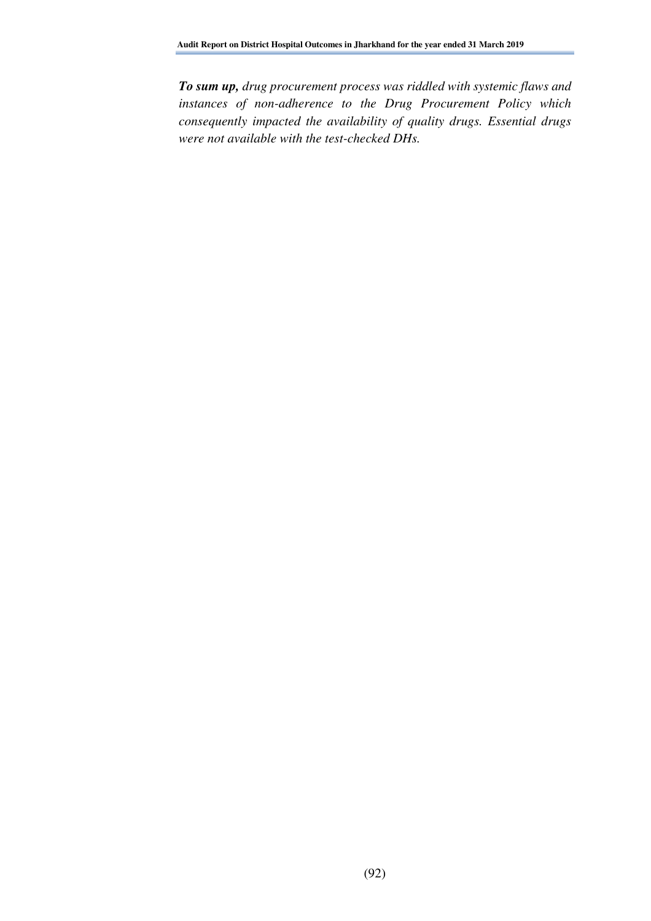***To sum up,*** *drug procurement process was riddled with systemic flaws and instances of non-adherence to the Drug Procurement Policy which consequently impacted the availability of quality drugs. Essential drugs were not available with the test-checked DHs.*